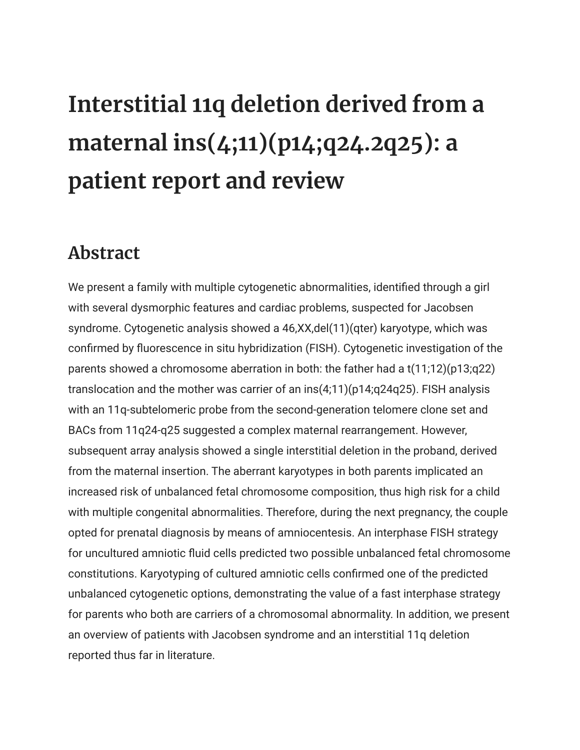# Interstitial 11q deletion derived from a maternal ins(4;11)(p14;q24.2q25): a patient report and review

## Abstract

We present a family with multiple cytogenetic abnormalities, identified through a girl with several dysmorphic features and cardiac problems, suspected for Jacobsen syndrome. Cytogenetic analysis showed a 46,XX,del(11)(qter) karyotype, which was confirmed by fluorescence in situ hybridization (FISH). Cytogenetic investigation of the parents showed a chromosome aberration in both: the father had a t(11;12)(p13;q22) translocation and the mother was carrier of an ins(4;11)(p14;q24q25). FISH analysis with an 11q-subtelomeric probe from the second-generation telomere clone set and BACs from 11q24-q25 suggested a complex maternal rearrangement. However, subsequent array analysis showed a single interstitial deletion in the proband, derived from the maternal insertion. The aberrant karyotypes in both parents implicated an increased risk of unbalanced fetal chromosome composition, thus high risk for a child with multiple congenital abnormalities. Therefore, during the next pregnancy, the couple opted for prenatal diagnosis by means of amniocentesis. An interphase FISH strategy for uncultured amniotic fluid cells predicted two possible unbalanced fetal chromosome constitutions. Karyotyping of cultured amniotic cells confirmed one of the predicted unbalanced cytogenetic options, demonstrating the value of a fast interphase strategy for parents who both are carriers of a chromosomal abnormality. In addition, we present an overview of patients with Jacobsen syndrome and an interstitial 11q deletion reported thus far in literature.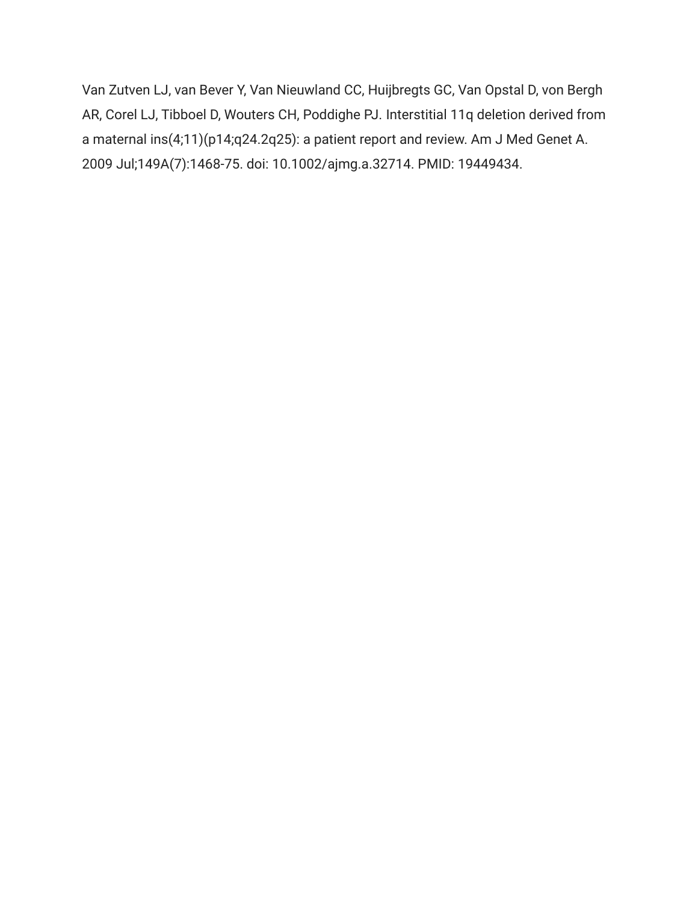Van Zutven LJ, van Bever Y, Van Nieuwland CC, Huijbregts GC, Van Opstal D, von Bergh AR, Corel LJ, Tibboel D, Wouters CH, Poddighe PJ. Interstitial 11q deletion derived from a maternal ins(4;11)(p14;q24.2q25): a patient report and review. Am J Med Genet A. 2009 Jul;149A(7):1468-75. doi: 10.1002/ajmg.a.32714. PMID: 19449434.